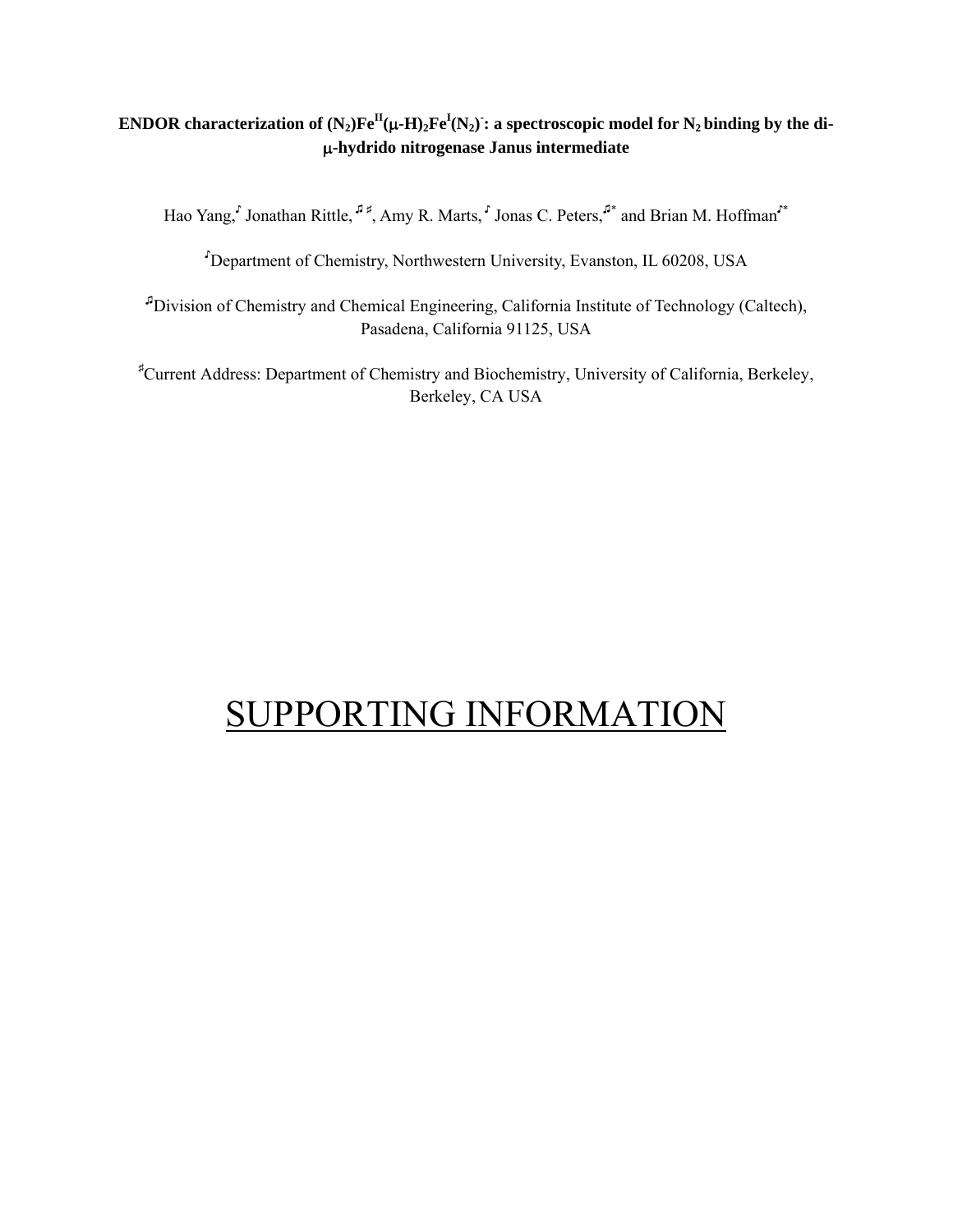**ENDOR characterization of $(N_2)Fe^{II}(\mu\text{-}H)_2Fe^{I}(N_2)^{-}$: a spectroscopic model for $N_2$ binding by the di-μ-hydrido nitrogenase Janus intermediate**

Hao Yang,[♪] Jonathan Rittle,[♫ ♯] Amy R. Marts,[♪] Jonas C. Peters,[♫*] and Brian M. Hoffman[♪*]

[♪]Department of Chemistry, Northwestern University, Evanston, IL 60208, USA

[♫]Division of Chemistry and Chemical Engineering, California Institute of Technology (Caltech), Pasadena, California 91125, USA

[♯]Current Address: Department of Chemistry and Biochemistry, University of California, Berkeley, Berkeley, CA USA

# SUPPORTING INFORMATION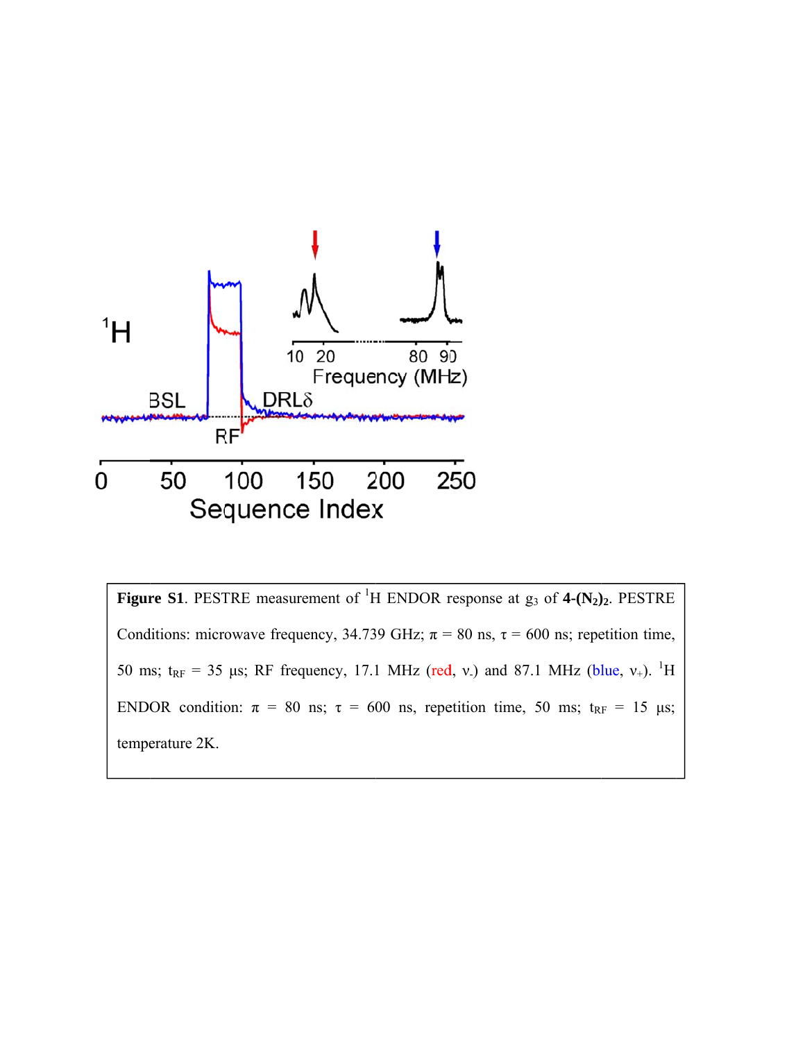**Figure S1**. PESTRE measurement of $^{1}$H ENDOR response at $g_3$ of **4-(N$_2$)$_2$**. PESTRE Conditions: microwave frequency, 34.739 GHz; $\pi$ = 80 ns, $\tau$ = 600 ns; repetition time, 50 ms; $t_{RF}$ = 35 μs; RF frequency, 17.1 MHz (red, $\nu_-$) and 87.1 MHz (blue, $\nu_+$). $^{1}$H ENDOR condition: $\pi$ = 80 ns; $\tau$ = 600 ns, repetition time, 50 ms; $t_{RF}$ = 15 μs; temperature 2K.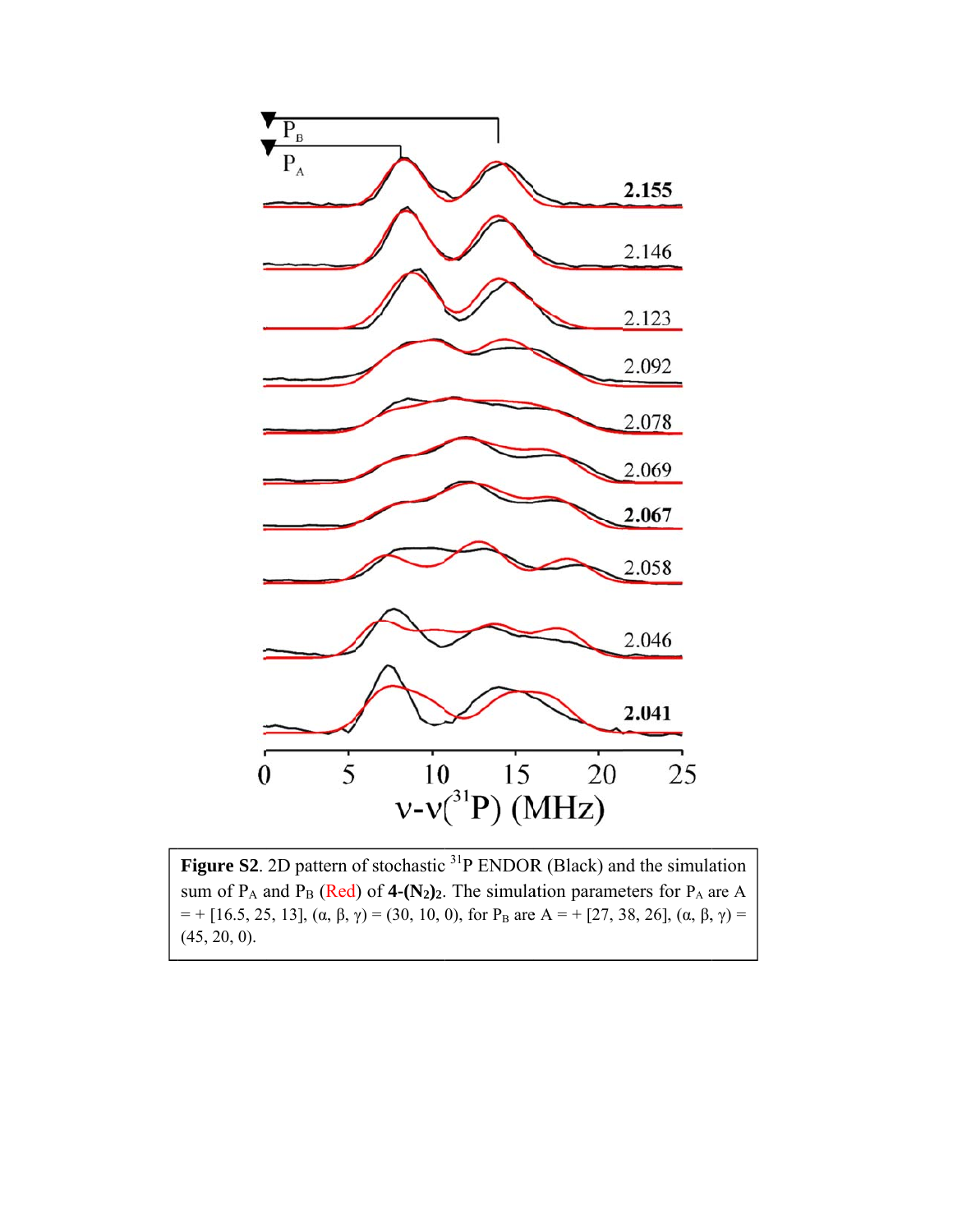**Figure S2**. 2D pattern of stochastic $^{31}$P ENDOR (Black) and the simulation sum of $P_A$ and $P_B$ (Red) of **4-(N$_2$)$_2$**. The simulation parameters for $P_A$ are A = + [16.5, 25, 13], (α, β, γ) = (30, 10, 0), for $P_B$ are A = + [27, 38, 26], (α, β, γ) = (45, 20, 0).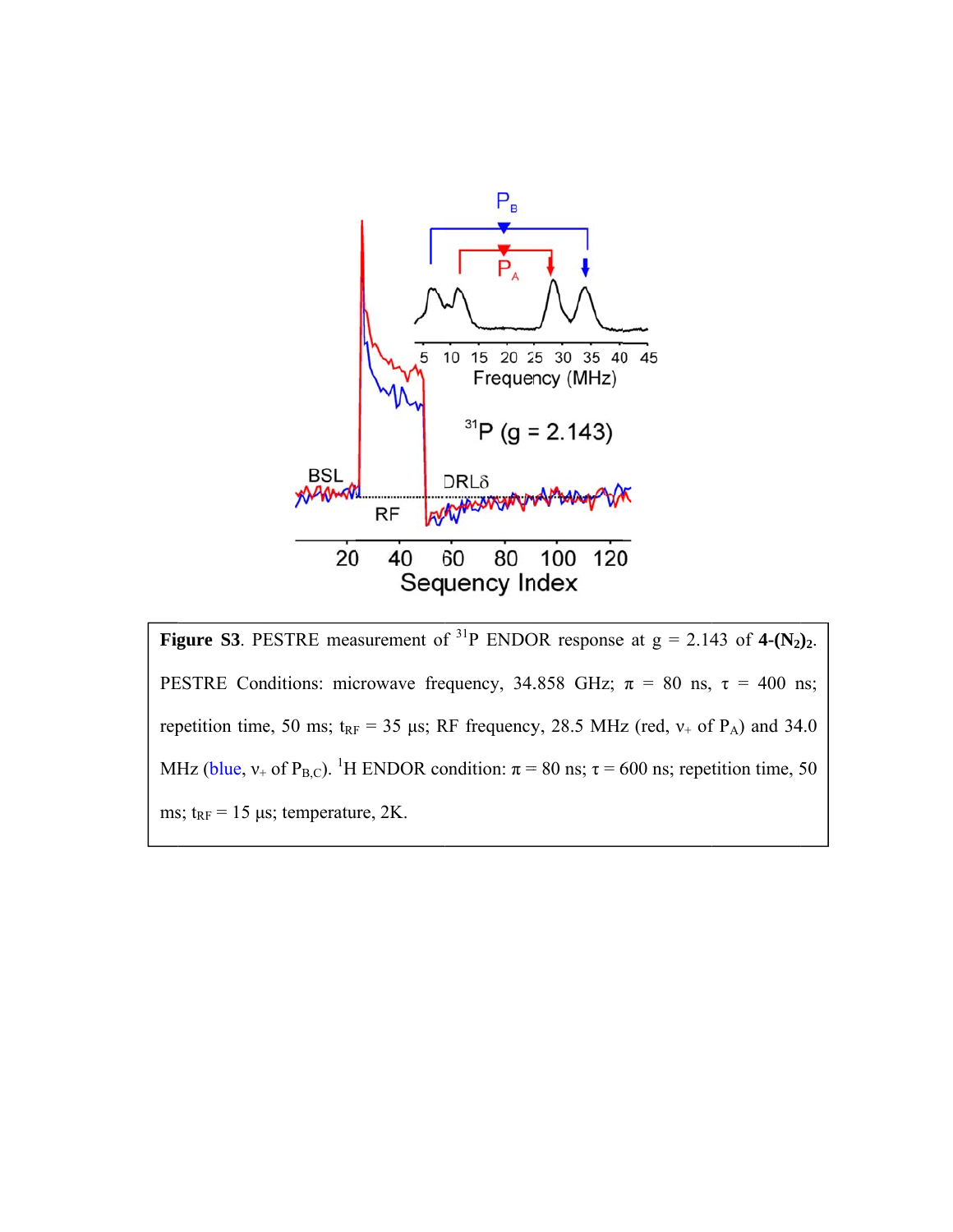**Figure S3**. PESTRE measurement of $^{31}P$ ENDOR response at g = 2.143 of **4-($N_2$)$_2$**. PESTRE Conditions: microwave frequency, 34.858 GHz; $\pi$ = 80 ns, $\tau$ = 400 ns; repetition time, 50 ms; $t_{RF}$ = 35 μs; RF frequency, 28.5 MHz (red, $\nu_+$ of $P_A$) and 34.0 MHz (blue, $\nu_+$ of $P_{B,C}$). $^1H$ ENDOR condition: $\pi$ = 80 ns; $\tau$ = 600 ns; repetition time, 50 ms; $t_{RF}$ = 15 μs; temperature, 2K.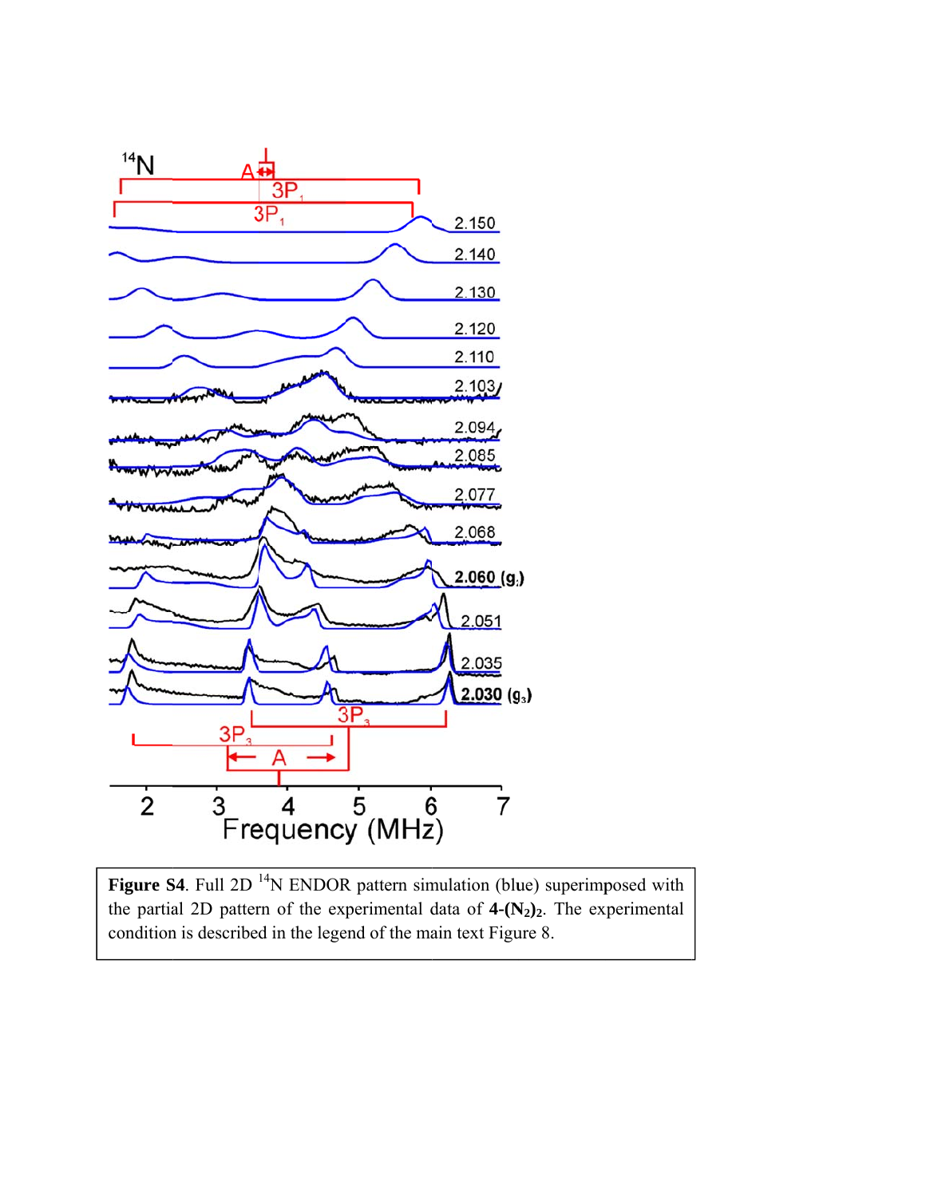**Figure S4**. Full 2D $^{14}N$ ENDOR pattern simulation (blue) superimposed with the partial 2D pattern of the experimental data of **4-(N$_2$)$_2$**. The experimental condition is described in the legend of the main text Figure 8.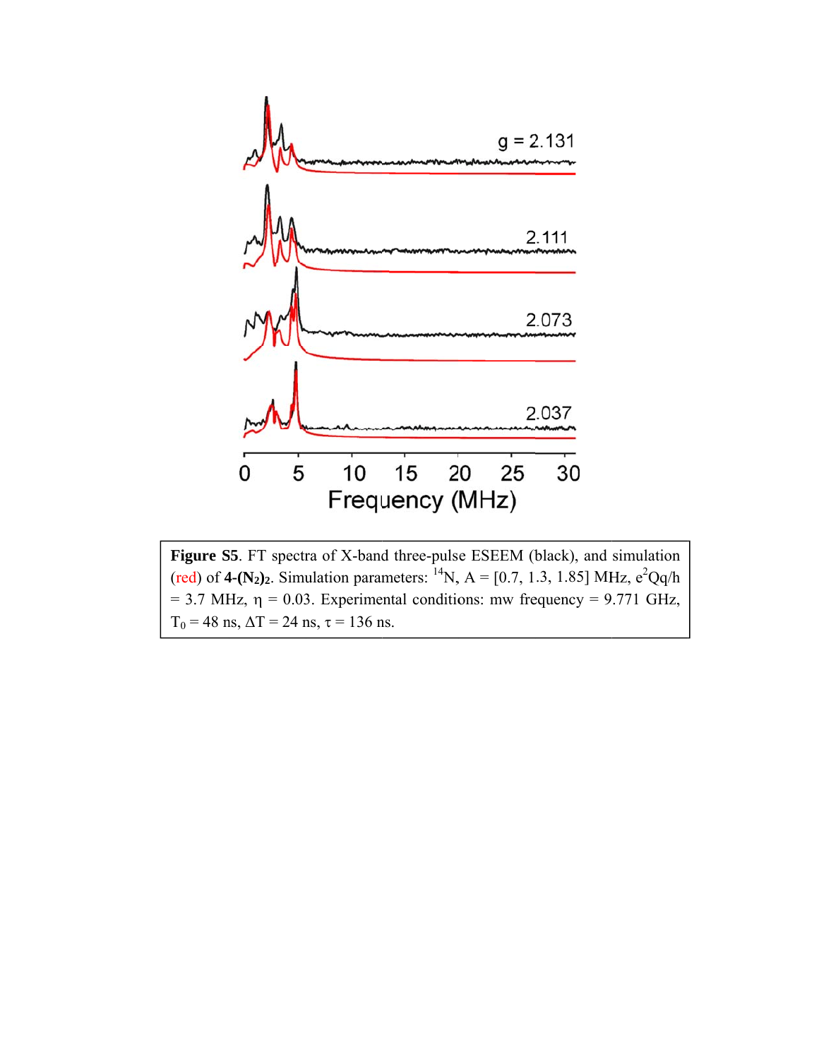g = 2.131

2.111

2.073

2.037

0 5 10 15 20 25 30

Frequency (MHz)

**Figure S5**. FT spectra of X-band three-pulse ESEEM (black), and simulation (red) of **4-($N_2$)$_2$**. Simulation parameters: $^{14}N$, A = [0.7, 1.3, 1.85] MHz, $e^2Qq/h$ = 3.7 MHz, $\eta$ = 0.03. Experimental conditions: mw frequency = 9.771 GHz, $T_0$ = 48 ns, $\Delta T$ = 24 ns, $\tau$ = 136 ns.